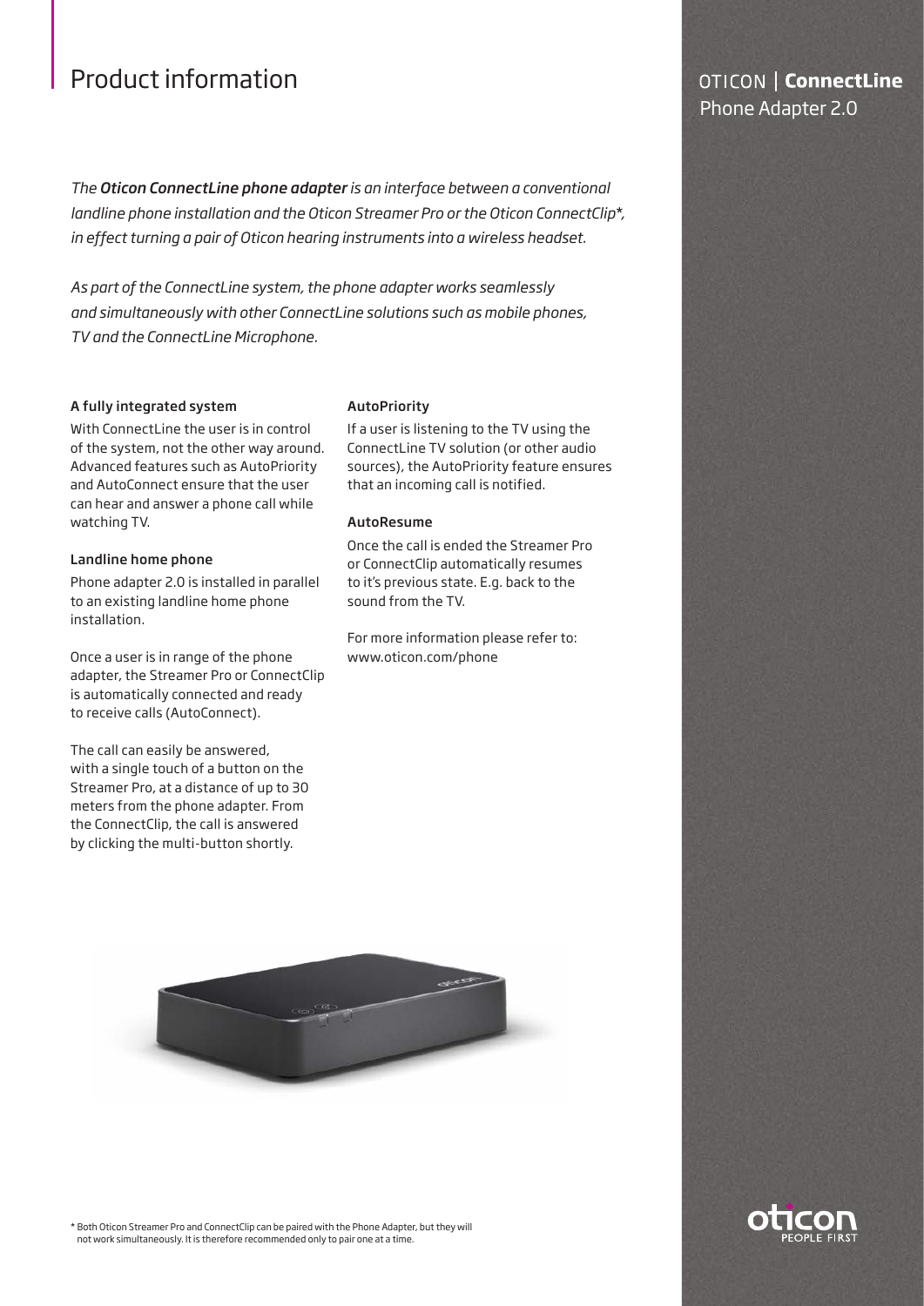# Product information

## OTICON | **ConnectLine**
Phone Adapter 2.0

*The **Oticon ConnectLine phone adapter** is an interface between a conventional landline phone installation and the Oticon Streamer Pro or the Oticon ConnectClip*, in effect turning a pair of Oticon hearing instruments into a wireless headset.*

*As part of the ConnectLine system, the phone adapter works seamlessly and simultaneously with other ConnectLine solutions such as mobile phones, TV and the ConnectLine Microphone.*

### A fully integrated system

With ConnectLine the user is in control of the system, not the other way around. Advanced features such as AutoPriority and AutoConnect ensure that the user can hear and answer a phone call while watching TV.

### Landline home phone

Phone adapter 2.0 is installed in parallel to an existing landline home phone installation.

Once a user is in range of the phone adapter, the Streamer Pro or ConnectClip is automatically connected and ready to receive calls (AutoConnect).

The call can easily be answered, with a single touch of a button on the Streamer Pro, at a distance of up to 30 meters from the phone adapter. From the ConnectClip, the call is answered by clicking the multi-button shortly.

### AutoPriority

If a user is listening to the TV using the ConnectLine TV solution (or other audio sources), the AutoPriority feature ensures that an incoming call is notified.

### AutoResume

Once the call is ended the Streamer Pro or ConnectClip automatically resumes to it's previous state. E.g. back to the sound from the TV.

For more information please refer to: www.oticon.com/phone

* Both Oticon Streamer Pro and ConnectClip can be paired with the Phone Adapter, but they will not work simultaneously. It is therefore recommended only to pair one at a time.

oticon
PEOPLE FIRST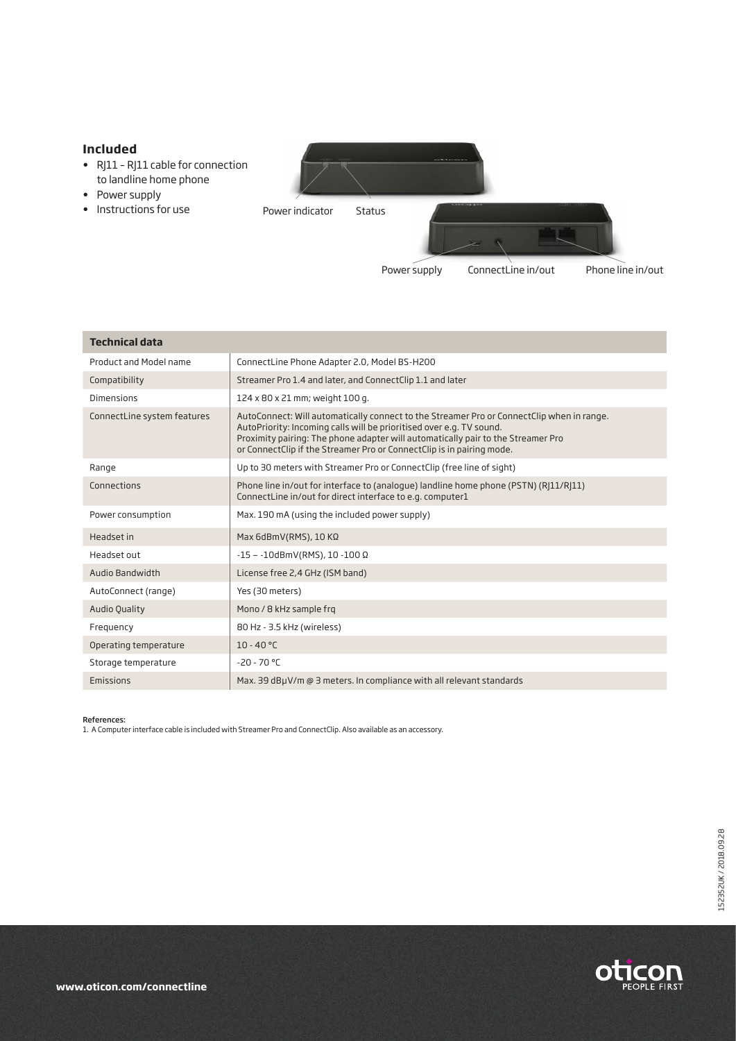## Included

- RJ11 – RJ11 cable for connection to landline home phone
- Power supply
- Instructions for use

Power indicator
Status
Power supply
ConnectLine in/out
Phone line in/out

| Technical data | |
|---|---|
| Product and Model name | ConnectLine Phone Adapter 2.0, Model BS-H200 |
| Compatibility | Streamer Pro 1.4 and later, and ConnectClip 1.1 and later |
| Dimensions | 124 x 80 x 21 mm; weight 100 g. |
| ConnectLine system features | AutoConnect: Will automatically connect to the Streamer Pro or ConnectClip when in range.<br>AutoPriority: Incoming calls will be prioritised over e.g. TV sound.<br>Proximity pairing: The phone adapter will automatically pair to the Streamer Pro or ConnectClip if the Streamer Pro or ConnectClip is in pairing mode. |
| Range | Up to 30 meters with Streamer Pro or ConnectClip (free line of sight) |
| Connections | Phone line in/out for interface to (analogue) landline home phone (PSTN) (RJ11/RJ11)<br>ConnectLine in/out for direct interface to e.g. computer[1] |
| Power consumption | Max. 190 mA (using the included power supply) |
| Headset in | Max 6dBmV(RMS), 10 KΩ |
| Headset out | -15 – -10dBmV(RMS), 10 -100 Ω |
| Audio Bandwidth | License free 2,4 GHz (ISM band) |
| AutoConnect (range) | Yes (30 meters) |
| Audio Quality | Mono / 8 kHz sample frq |
| Frequency | 80 Hz - 3.5 kHz (wireless) |
| Operating temperature | 10 - 40 °C |
| Storage temperature | -20 - 70 °C |
| Emissions | Max. 39 dBμV/m @ 3 meters. In compliance with all relevant standards |

**References:**
1. A Computer interface cable is included with Streamer Pro and ConnectClip. Also available as an accessory.

152352UK / 2018.09.28

**www.oticon.com/connectline**

oticon PEOPLE FIRST